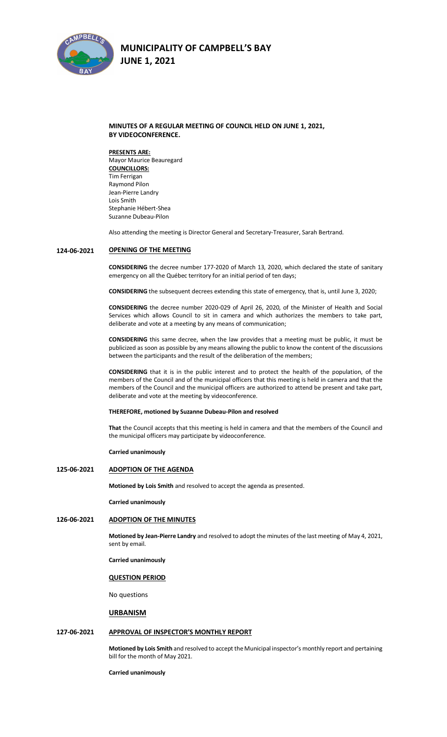# MUNICIPALITY OF CAMPBELL'S BAY
## JUNE 1, 2021

**MINUTES OF A REGULAR MEETING OF COUNCIL HELD ON JUNE 1, 2021, BY VIDEOCONFERENCE.**

**PRESENTS ARE:**
Mayor Maurice Beauregard
**COUNCILLORS:**
Tim Ferrigan
Raymond Pilon
Jean-Pierre Landry
Lois Smith
Stephanie Hébert-Shea
Suzanne Dubeau-Pilon

Also attending the meeting is Director General and Secretary-Treasurer, Sarah Bertrand.

**124-06-2021** **OPENING OF THE MEETING**

**CONSIDERING** the decree number 177-2020 of March 13, 2020, which declared the state of sanitary emergency on all the Québec territory for an initial period of ten days;

**CONSIDERING** the subsequent decrees extending this state of emergency, that is, until June 3, 2020;

**CONSIDERING** the decree number 2020-029 of April 26, 2020, of the Minister of Health and Social Services which allows Council to sit in camera and which authorizes the members to take part, deliberate and vote at a meeting by any means of communication;

**CONSIDERING** this same decree, when the law provides that a meeting must be public, it must be publicized as soon as possible by any means allowing the public to know the content of the discussions between the participants and the result of the deliberation of the members;

**CONSIDERING** that it is in the public interest and to protect the health of the population, of the members of the Council and of the municipal officers that this meeting is held in camera and that the members of the Council and the municipal officers are authorized to attend be present and take part, deliberate and vote at the meeting by videoconference.

**THEREFORE, motioned by Suzanne Dubeau-Pilon and resolved**

**That** the Council accepts that this meeting is held in camera and that the members of the Council and the municipal officers may participate by videoconference.

**Carried unanimously**

**125-06-2021** **ADOPTION OF THE AGENDA**

**Motioned by Lois Smith** and resolved to accept the agenda as presented.

**Carried unanimously**

**126-06-2021** **ADOPTION OF THE MINUTES**

**Motioned by Jean-Pierre Landry** and resolved to adopt the minutes of the last meeting of May 4, 2021, sent by email.

**Carried unanimously**

**QUESTION PERIOD**

No questions

**URBANISM**

**127-06-2021** **APPROVAL OF INSPECTOR'S MONTHLY REPORT**

**Motioned by Lois Smith** and resolved to accept the Municipal inspector's monthly report and pertaining bill for the month of May 2021.

**Carried unanimously**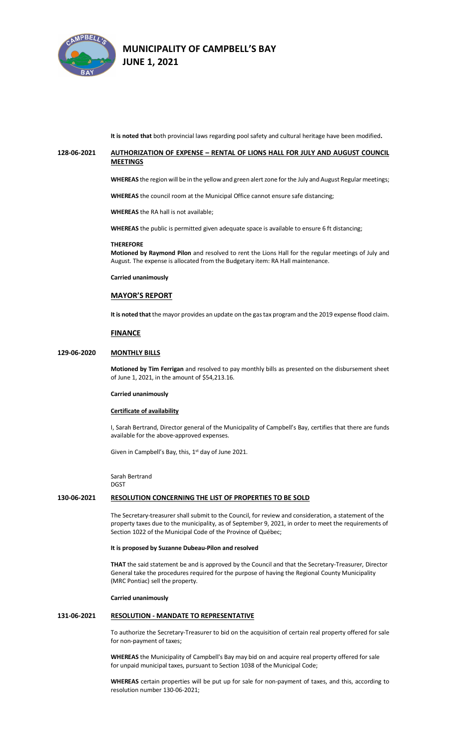**It is noted that** both provincial laws regarding pool safety and cultural heritage have been modified**.**

## 128-06-2021 AUTHORIZATION OF EXPENSE – RENTAL OF LIONS HALL FOR JULY AND AUGUST COUNCIL MEETINGS

**WHEREAS** the region will be in the yellow and green alert zone for the July and August Regular meetings;

**WHEREAS** the council room at the Municipal Office cannot ensure safe distancing;

**WHEREAS** the RA hall is not available;

**WHEREAS** the public is permitted given adequate space is available to ensure 6 ft distancing;

**THEREFORE**
**Motioned by Raymond Pilon** and resolved to rent the Lions Hall for the regular meetings of July and August. The expense is allocated from the Budgetary item: RA Hall maintenance.

**Carried unanimously**

## MAYOR'S REPORT

**It is noted that** the mayor provides an update on the gas tax program and the 2019 expense flood claim.

## FINANCE

## 129-06-2020 MONTHLY BILLS

**Motioned by Tim Ferrigan** and resolved to pay monthly bills as presented on the disbursement sheet of June 1, 2021, in the amount of $54,213.16.

**Carried unanimously**

**Certificate of availability**

I, Sarah Bertrand, Director general of the Municipality of Campbell's Bay, certifies that there are funds available for the above-approved expenses.

Given in Campbell's Bay, this, 1st day of June 2021.

Sarah Bertrand
DGST

## 130-06-2021 RESOLUTION CONCERNING THE LIST OF PROPERTIES TO BE SOLD

The Secretary-treasurer shall submit to the Council, for review and consideration, a statement of the property taxes due to the municipality, as of September 9, 2021, in order to meet the requirements of Section 1022 of the Municipal Code of the Province of Québec;

**It is proposed by Suzanne Dubeau-Pilon and resolved**

**THAT** the said statement be and is approved by the Council and that the Secretary-Treasurer, Director General take the procedures required for the purpose of having the Regional County Municipality (MRC Pontiac) sell the property.

**Carried unanimously**

## 131-06-2021 RESOLUTION - MANDATE TO REPRESENTATIVE

To authorize the Secretary-Treasurer to bid on the acquisition of certain real property offered for sale for non-payment of taxes;

**WHEREAS** the Municipality of Campbell's Bay may bid on and acquire real property offered for sale for unpaid municipal taxes, pursuant to Section 1038 of the Municipal Code;

**WHEREAS** certain properties will be put up for sale for non-payment of taxes, and this, according to resolution number 130-06-2021;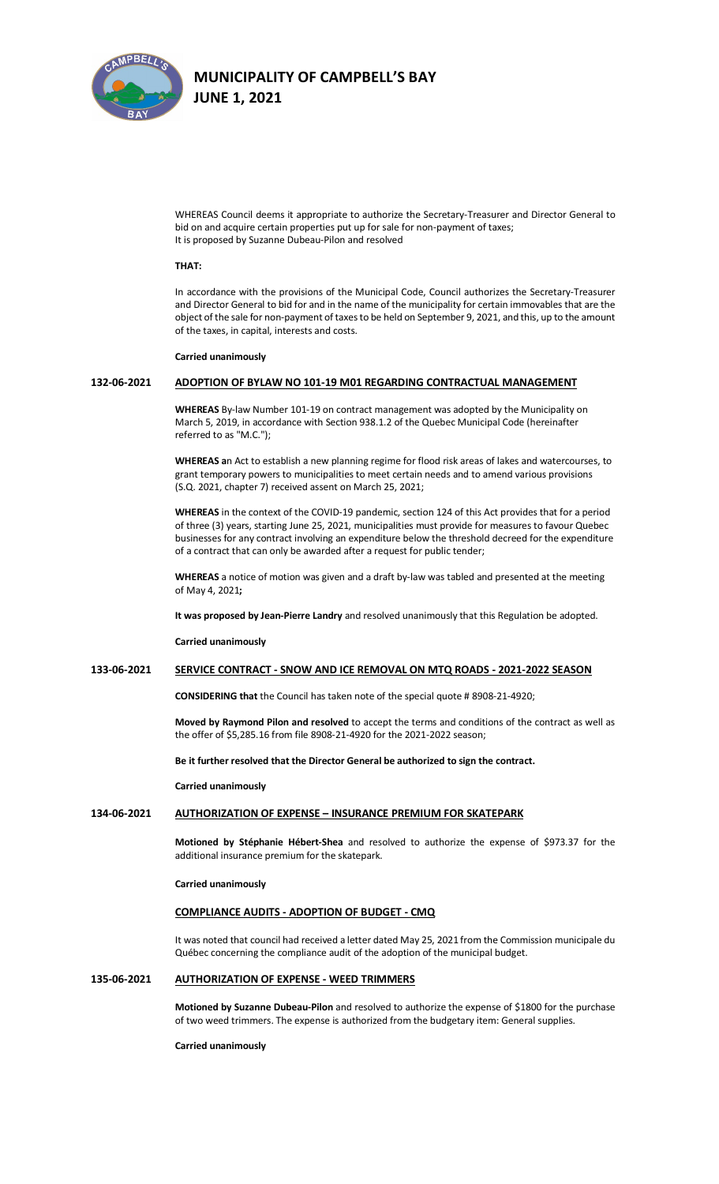WHEREAS Council deems it appropriate to authorize the Secretary-Treasurer and Director General to bid on and acquire certain properties put up for sale for non-payment of taxes;
It is proposed by Suzanne Dubeau-Pilon and resolved

**THAT:**

In accordance with the provisions of the Municipal Code, Council authorizes the Secretary-Treasurer and Director General to bid for and in the name of the municipality for certain immovables that are the object of the sale for non-payment of taxes to be held on September 9, 2021, and this, up to the amount of the taxes, in capital, interests and costs.

**Carried unanimously**

**132-06-2021 ADOPTION OF BYLAW NO 101-19 M01 REGARDING CONTRACTUAL MANAGEMENT**

**WHEREAS** By-law Number 101-19 on contract management was adopted by the Municipality on March 5, 2019, in accordance with Section 938.1.2 of the Quebec Municipal Code (hereinafter referred to as "M.C.");

**WHEREAS a**n Act to establish a new planning regime for flood risk areas of lakes and watercourses, to grant temporary powers to municipalities to meet certain needs and to amend various provisions (S.Q. 2021, chapter 7) received assent on March 25, 2021;

**WHEREAS** in the context of the COVID-19 pandemic, section 124 of this Act provides that for a period of three (3) years, starting June 25, 2021, municipalities must provide for measures to favour Quebec businesses for any contract involving an expenditure below the threshold decreed for the expenditure of a contract that can only be awarded after a request for public tender;

**WHEREAS** a notice of motion was given and a draft by-law was tabled and presented at the meeting of May 4, 2021**;**

**It was proposed by Jean-Pierre Landry** and resolved unanimously that this Regulation be adopted.

**Carried unanimously**

**133-06-2021 SERVICE CONTRACT - SNOW AND ICE REMOVAL ON MTQ ROADS - 2021-2022 SEASON**

**CONSIDERING that** the Council has taken note of the special quote # 8908-21-4920;

**Moved by Raymond Pilon and resolved** to accept the terms and conditions of the contract as well as the offer of $5,285.16 from file 8908-21-4920 for the 2021-2022 season;

**Be it further resolved that the Director General be authorized to sign the contract.**

**Carried unanimously**

**134-06-2021 AUTHORIZATION OF EXPENSE – INSURANCE PREMIUM FOR SKATEPARK**

**Motioned by Stéphanie Hébert-Shea** and resolved to authorize the expense of $973.37 for the additional insurance premium for the skatepark.

**Carried unanimously**

**COMPLIANCE AUDITS - ADOPTION OF BUDGET - CMQ**

It was noted that council had received a letter dated May 25, 2021 from the Commission municipale du Québec concerning the compliance audit of the adoption of the municipal budget.

**135-06-2021 AUTHORIZATION OF EXPENSE - WEED TRIMMERS**

**Motioned by Suzanne Dubeau-Pilon** and resolved to authorize the expense of $1800 for the purchase of two weed trimmers. The expense is authorized from the budgetary item: General supplies.

**Carried unanimously**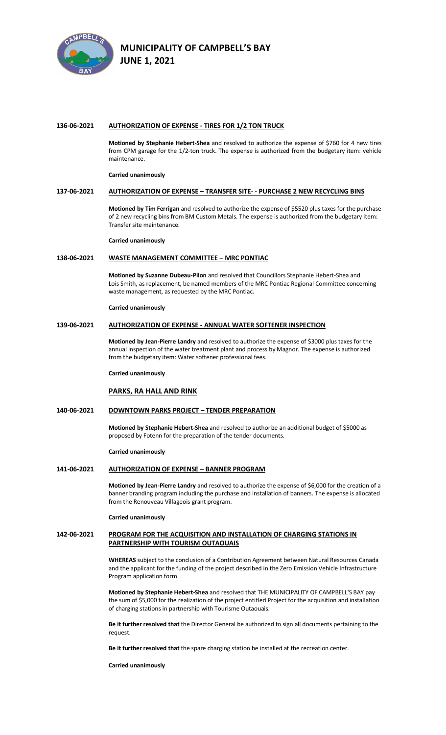# MUNICIPALITY OF CAMPBELL'S BAY
## JUNE 1, 2021

### 136-06-2021 AUTHORIZATION OF EXPENSE - TIRES FOR 1/2 TON TRUCK

**Motioned by Stephanie Hebert-Shea** and resolved to authorize the expense of $760 for 4 new tires from CPM garage for the 1/2-ton truck. The expense is authorized from the budgetary item: vehicle maintenance.

**Carried unanimously**

### 137-06-2021 AUTHORIZATION OF EXPENSE – TRANSFER SITE- - PURCHASE 2 NEW RECYCLING BINS

**Motioned by Tim Ferrigan** and resolved to authorize the expense of $5520 plus taxes for the purchase of 2 new recycling bins from BM Custom Metals. The expense is authorized from the budgetary item: Transfer site maintenance.

**Carried unanimously**

### 138-06-2021 WASTE MANAGEMENT COMMITTEE – MRC PONTIAC

**Motioned by Suzanne Dubeau-Pilon** and resolved that Councillors Stephanie Hebert-Shea and Lois Smith, as replacement, be named members of the MRC Pontiac Regional Committee concerning waste management, as requested by the MRC Pontiac.

**Carried unanimously**

### 139-06-2021 AUTHORIZATION OF EXPENSE - ANNUAL WATER SOFTENER INSPECTION

**Motioned by Jean-Pierre Landry** and resolved to authorize the expense of $3000 plus taxes for the annual inspection of the water treatment plant and process by Magnor. The expense is authorized from the budgetary item: Water softener professional fees.

**Carried unanimously**

## PARKS, RA HALL AND RINK

### 140-06-2021 DOWNTOWN PARKS PROJECT – TENDER PREPARATION

**Motioned by Stephanie Hebert-Shea** and resolved to authorize an additional budget of $5000 as proposed by Fotenn for the preparation of the tender documents.

**Carried unanimously**

### 141-06-2021 AUTHORIZATION OF EXPENSE – BANNER PROGRAM

**Motioned by Jean-Pierre Landry** and resolved to authorize the expense of $6,000 for the creation of a banner branding program including the purchase and installation of banners. The expense is allocated from the Renouveau Villageois grant program.

**Carried unanimously**

### 142-06-2021 PROGRAM FOR THE ACQUISITION AND INSTALLATION OF CHARGING STATIONS IN PARTNERSHIP WITH TOURISM OUTAOUAIS

**WHEREAS** subject to the conclusion of a Contribution Agreement between Natural Resources Canada and the applicant for the funding of the project described in the Zero Emission Vehicle Infrastructure Program application form

**Motioned by Stephanie Hebert-Shea** and resolved that THE MUNICIPALITY OF CAMPBELL'S BAY pay the sum of $5,000 for the realization of the project entitled Project for the acquisition and installation of charging stations in partnership with Tourisme Outaouais.

**Be it further resolved that** the Director General be authorized to sign all documents pertaining to the request.

**Be it further resolved that** the spare charging station be installed at the recreation center.

**Carried unanimously**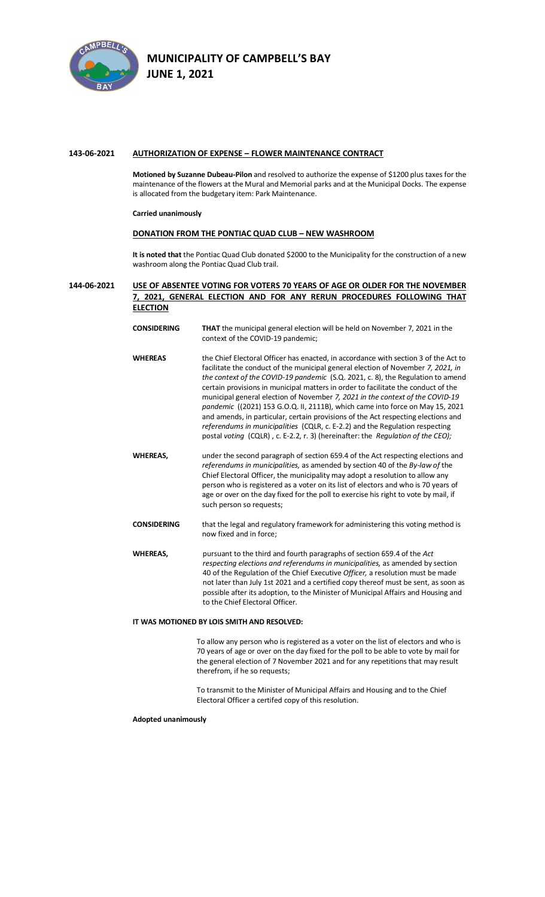**143-06-2021** **AUTHORIZATION OF EXPENSE – FLOWER MAINTENANCE CONTRACT**

**Motioned by Suzanne Dubeau-Pilon** and resolved to authorize the expense of $1200 plus taxes for the maintenance of the flowers at the Mural and Memorial parks and at the Municipal Docks. The expense is allocated from the budgetary item: Park Maintenance.

**Carried unanimously**

**DONATION FROM THE PONTIAC QUAD CLUB – NEW WASHROOM**

**It is noted that** the Pontiac Quad Club donated $2000 to the Municipality for the construction of a new washroom along the Pontiac Quad Club trail.

**144-06-2021** **USE OF ABSENTEE VOTING FOR VOTERS 70 YEARS OF AGE OR OLDER FOR THE NOVEMBER 7, 2021, GENERAL ELECTION AND FOR ANY RERUN PROCEDURES FOLLOWING THAT ELECTION**

**CONSIDERING** **THAT** the municipal general election will be held on November 7, 2021 in the context of the COVID-19 pandemic;

**WHEREAS** the Chief Electoral Officer has enacted, in accordance with section 3 of the Act to facilitate the conduct of the municipal general election of November *7, 2021, in the context of the COVID-19 pandemic* (S.Q. 2021, c. 8), the Regulation to amend certain provisions in municipal matters in order to facilitate the conduct of the municipal general election of November *7, 2021 in the context of the COVID-19 pandemic* ((2021) 153 G.O.Q. II, 2111B), which came into force on May 15, 2021 and amends, in particular, certain provisions of the Act respecting elections and *referendums in municipalities* (CQLR, c. E-2.2) and the Regulation respecting postal *voting* (CQLR) , c. E-2.2, r. 3) (hereinafter: the *Regulation of the CEO);*

**WHEREAS,** under the second paragraph of section 659.4 of the Act respecting elections and *referendums in municipalities,* as amended by section 40 of the *By-law of* the Chief Electoral Officer, the municipality may adopt a resolution to allow any person who is registered as a voter on its list of electors and who is 70 years of age or over on the day fixed for the poll to exercise his right to vote by mail, if such person so requests;

**CONSIDERING** that the legal and regulatory framework for administering this voting method is now fixed and in force;

**WHEREAS,** pursuant to the third and fourth paragraphs of section 659.4 of the *Act respecting elections and referendums in municipalities,* as amended by section 40 of the Regulation of the Chief Executive *Officer,* a resolution must be made not later than July 1st 2021 and a certified copy thereof must be sent, as soon as possible after its adoption, to the Minister of Municipal Affairs and Housing and to the Chief Electoral Officer.

**IT WAS MOTIONED BY LOIS SMITH AND RESOLVED:**

To allow any person who is registered as a voter on the list of electors and who is 70 years of age or over on the day fixed for the poll to be able to vote by mail for the general election of 7 November 2021 and for any repetitions that may result therefrom, if he so requests;

To transmit to the Minister of Municipal Affairs and Housing and to the Chief Electoral Officer a certifed copy of this resolution.

**Adopted unanimously**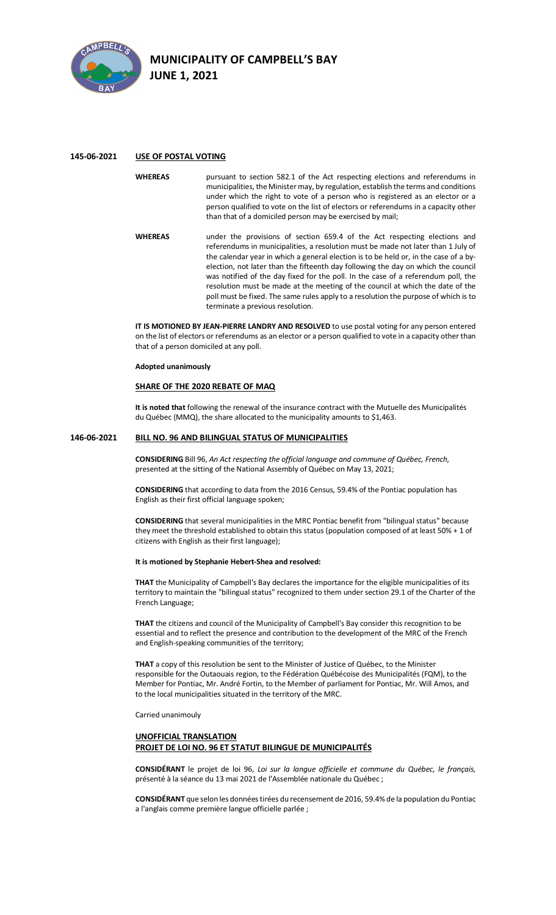**145-06-2021** **USE OF POSTAL VOTING**

**WHEREAS** pursuant to section 582.1 of the Act respecting elections and referendums in municipalities, the Minister may, by regulation, establish the terms and conditions under which the right to vote of a person who is registered as an elector or a person qualified to vote on the list of electors or referendums in a capacity other than that of a domiciled person may be exercised by mail;

**WHEREAS** under the provisions of section 659.4 of the Act respecting elections and referendums in municipalities, a resolution must be made not later than 1 July of the calendar year in which a general election is to be held or, in the case of a by-election, not later than the fifteenth day following the day on which the council was notified of the day fixed for the poll. In the case of a referendum poll, the resolution must be made at the meeting of the council at which the date of the poll must be fixed. The same rules apply to a resolution the purpose of which is to terminate a previous resolution.

**IT IS MOTIONED BY JEAN-PIERRE LANDRY AND RESOLVED** to use postal voting for any person entered on the list of electors or referendums as an elector or a person qualified to vote in a capacity other than that of a person domiciled at any poll.

**Adopted unanimously**

**SHARE OF THE 2020 REBATE OF MAQ**

**It is noted that** following the renewal of the insurance contract with the Mutuelle des Municipalités du Québec (MMQ), the share allocated to the municipality amounts to $1,463.

**146-06-2021** **BILL NO. 96 AND BILINGUAL STATUS OF MUNICIPALITIES**

**CONSIDERING** Bill 96, *An Act respecting the official language and commune of Québec, French,* presented at the sitting of the National Assembly of Québec on May 13, 2021;

**CONSIDERING** that according to data from the 2016 Census, 59.4% of the Pontiac population has English as their first official language spoken;

**CONSIDERING** that several municipalities in the MRC Pontiac benefit from "bilingual status" because they meet the threshold established to obtain this status (population composed of at least 50% + 1 of citizens with English as their first language);

**It is motioned by Stephanie Hebert-Shea and resolved:**

**THAT** the Municipality of Campbell's Bay declares the importance for the eligible municipalities of its territory to maintain the "bilingual status" recognized to them under section 29.1 of the Charter of the French Language;

**THAT** the citizens and council of the Municipality of Campbell's Bay consider this recognition to be essential and to reflect the presence and contribution to the development of the MRC of the French and English-speaking communities of the territory;

**THAT** a copy of this resolution be sent to the Minister of Justice of Québec, to the Minister responsible for the Outaouais region, to the Fédération Québécoise des Municipalités (FQM), to the Member for Pontiac, Mr. André Fortin, to the Member of parliament for Pontiac, Mr. Will Amos, and to the local municipalities situated in the territory of the MRC.

Carried unanimouly

**UNOFFICIAL TRANSLATION**
**PROJET DE LOI NO. 96 ET STATUT BILINGUE DE MUNICIPALITÉS**

**CONSIDÉRANT** le projet de loi 96, *Loi sur la langue officielle et commune du Québec, le français,* présenté à la séance du 13 mai 2021 de l'Assemblée nationale du Québec ;

**CONSIDÉRANT** que selon les données tirées du recensement de 2016, 59.4% de la population du Pontiac a l'anglais comme première langue officielle parlée ;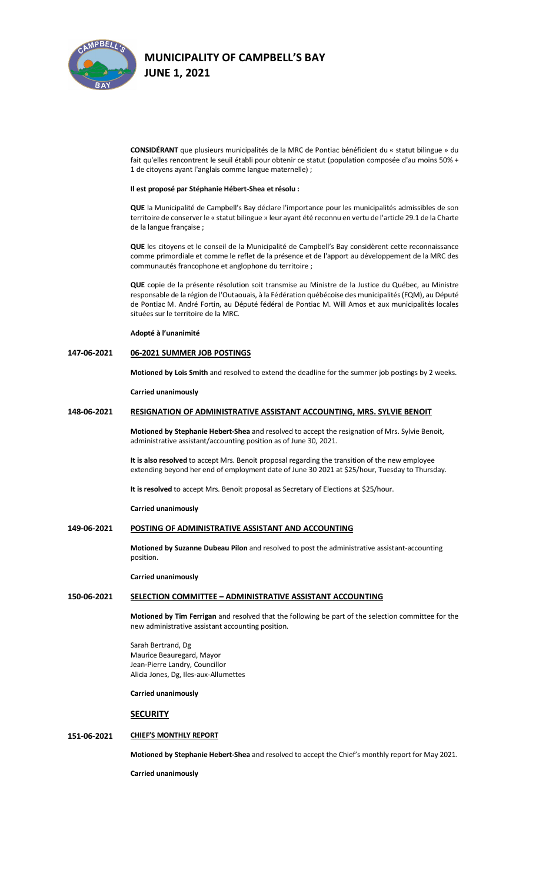**CONSIDÉRANT** que plusieurs municipalités de la MRC de Pontiac bénéficient du « statut bilingue » du fait qu'elles rencontrent le seuil établi pour obtenir ce statut (population composée d'au moins 50% + 1 de citoyens ayant l'anglais comme langue maternelle) ;

**Il est proposé par Stéphanie Hébert-Shea et résolu :**

**QUE** la Municipalité de Campbell's Bay déclare l'importance pour les municipalités admissibles de son territoire de conserver le « statut bilingue » leur ayant été reconnu en vertu de l'article 29.1 de la Charte de la langue française ;

**QUE** les citoyens et le conseil de la Municipalité de Campbell's Bay considèrent cette reconnaissance comme primordiale et comme le reflet de la présence et de l'apport au développement de la MRC des communautés francophone et anglophone du territoire ;

**QUE** copie de la présente résolution soit transmise au Ministre de la Justice du Québec, au Ministre responsable de la région de l'Outaouais, à la Fédération québécoise des municipalités (FQM), au Député de Pontiac M. André Fortin, au Député fédéral de Pontiac M. Will Amos et aux municipalités locales situées sur le territoire de la MRC.

**Adopté à l'unanimité**

**147-06-2021** **06-2021 SUMMER JOB POSTINGS**

**Motioned by Lois Smith** and resolved to extend the deadline for the summer job postings by 2 weeks.

**Carried unanimously**

**148-06-2021** **RESIGNATION OF ADMINISTRATIVE ASSISTANT ACCOUNTING, MRS. SYLVIE BENOIT**

**Motioned by Stephanie Hebert-Shea** and resolved to accept the resignation of Mrs. Sylvie Benoit, administrative assistant/accounting position as of June 30, 2021.

**It is also resolved** to accept Mrs. Benoit proposal regarding the transition of the new employee extending beyond her end of employment date of June 30 2021 at $25/hour, Tuesday to Thursday.

**It is resolved** to accept Mrs. Benoit proposal as Secretary of Elections at $25/hour.

**Carried unanimously**

**149-06-2021** **POSTING OF ADMINISTRATIVE ASSISTANT AND ACCOUNTING**

**Motioned by Suzanne Dubeau Pilon** and resolved to post the administrative assistant-accounting position.

**Carried unanimously**

**150-06-2021** **SELECTION COMMITTEE – ADMINISTRATIVE ASSISTANT ACCOUNTING**

**Motioned by Tim Ferrigan** and resolved that the following be part of the selection committee for the new administrative assistant accounting position.

Sarah Bertrand, Dg
Maurice Beauregard, Mayor
Jean-Pierre Landry, Councillor
Alicia Jones, Dg, Iles-aux-Allumettes

**Carried unanimously**

## SECURITY

**151-06-2021** **CHIEF'S MONTHLY REPORT**

**Motioned by Stephanie Hebert-Shea** and resolved to accept the Chief's monthly report for May 2021.

**Carried unanimously**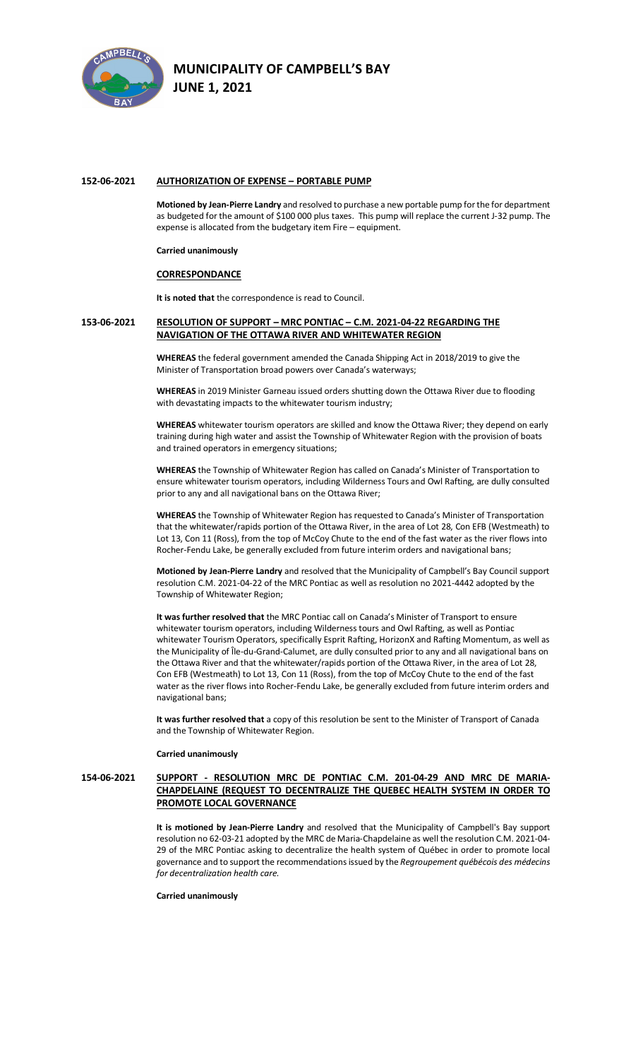# MUNICIPALITY OF CAMPBELL'S BAY
## JUNE 1, 2021

**152-06-2021** **AUTHORIZATION OF EXPENSE – PORTABLE PUMP**

**Motioned by Jean-Pierre Landry** and resolved to purchase a new portable pump for the for department as budgeted for the amount of $100 000 plus taxes. This pump will replace the current J-32 pump. The expense is allocated from the budgetary item Fire – equipment.

**Carried unanimously**

**CORRESPONDANCE**

**It is noted that** the correspondence is read to Council.

**153-06-2021** **RESOLUTION OF SUPPORT – MRC PONTIAC – C.M. 2021-04-22 REGARDING THE NAVIGATION OF THE OTTAWA RIVER AND WHITEWATER REGION**

**WHEREAS** the federal government amended the Canada Shipping Act in 2018/2019 to give the Minister of Transportation broad powers over Canada's waterways;

**WHEREAS** in 2019 Minister Garneau issued orders shutting down the Ottawa River due to flooding with devastating impacts to the whitewater tourism industry;

**WHEREAS** whitewater tourism operators are skilled and know the Ottawa River; they depend on early training during high water and assist the Township of Whitewater Region with the provision of boats and trained operators in emergency situations;

**WHEREAS** the Township of Whitewater Region has called on Canada's Minister of Transportation to ensure whitewater tourism operators, including Wilderness Tours and Owl Rafting, are dully consulted prior to any and all navigational bans on the Ottawa River;

**WHEREAS** the Township of Whitewater Region has requested to Canada's Minister of Transportation that the whitewater/rapids portion of the Ottawa River, in the area of Lot 28, Con EFB (Westmeath) to Lot 13, Con 11 (Ross), from the top of McCoy Chute to the end of the fast water as the river flows into Rocher-Fendu Lake, be generally excluded from future interim orders and navigational bans;

**Motioned by Jean-Pierre Landry** and resolved that the Municipality of Campbell's Bay Council support resolution C.M. 2021-04-22 of the MRC Pontiac as well as resolution no 2021-4442 adopted by the Township of Whitewater Region;

**It was further resolved that** the MRC Pontiac call on Canada's Minister of Transport to ensure whitewater tourism operators, including Wilderness tours and Owl Rafting, as well as Pontiac whitewater Tourism Operators, specifically Esprit Rafting, HorizonX and Rafting Momentum, as well as the Municipality of Île-du-Grand-Calumet, are dully consulted prior to any and all navigational bans on the Ottawa River and that the whitewater/rapids portion of the Ottawa River, in the area of Lot 28, Con EFB (Westmeath) to Lot 13, Con 11 (Ross), from the top of McCoy Chute to the end of the fast water as the river flows into Rocher-Fendu Lake, be generally excluded from future interim orders and navigational bans;

**It was further resolved that** a copy of this resolution be sent to the Minister of Transport of Canada and the Township of Whitewater Region.

**Carried unanimously**

**154-06-2021** **SUPPORT - RESOLUTION MRC DE PONTIAC C.M. 201-04-29 AND MRC DE MARIA-CHAPDELAINE (REQUEST TO DECENTRALIZE THE QUEBEC HEALTH SYSTEM IN ORDER TO PROMOTE LOCAL GOVERNANCE**

**It is motioned by Jean-Pierre Landry** and resolved that the Municipality of Campbell's Bay support resolution no 62-03-21 adopted by the MRC de Maria-Chapdelaine as well the resolution C.M. 2021-04-29 of the MRC Pontiac asking to decentralize the health system of Québec in order to promote local governance and to support the recommendations issued by the *Regroupement québécois des médecins for decentralization health care.*

**Carried unanimously**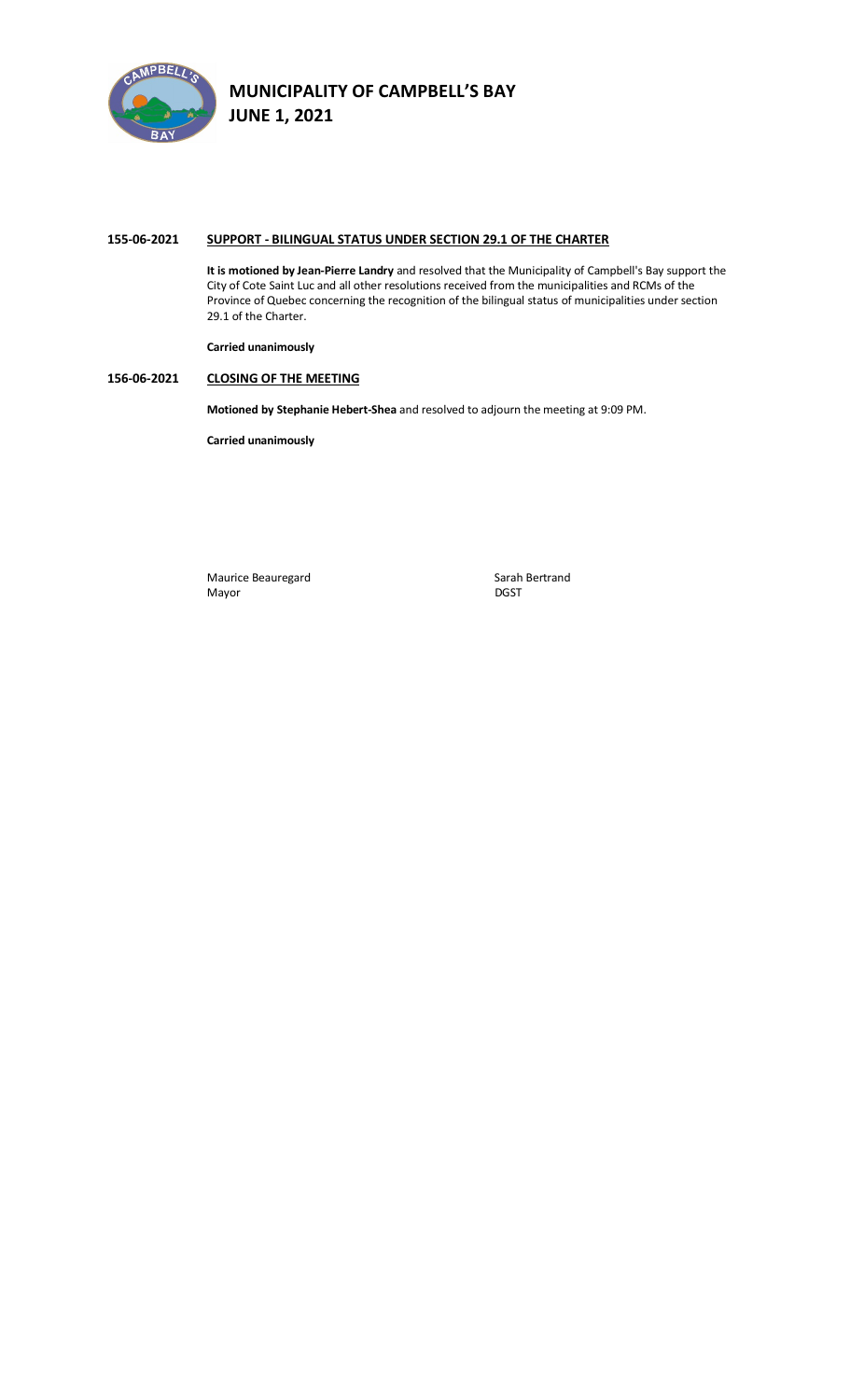**155-06-2021** **SUPPORT - BILINGUAL STATUS UNDER SECTION 29.1 OF THE CHARTER**

**It is motioned by Jean-Pierre Landry** and resolved that the Municipality of Campbell's Bay support the City of Cote Saint Luc and all other resolutions received from the municipalities and RCMs of the Province of Quebec concerning the recognition of the bilingual status of municipalities under section 29.1 of the Charter.

**Carried unanimously**

**156-06-2021** **CLOSING OF THE MEETING**

**Motioned by Stephanie Hebert-Shea** and resolved to adjourn the meeting at 9:09 PM.

**Carried unanimously**

| | |
|---|---|
| Maurice Beauregard | Sarah Bertrand |
| Mayor | DGST |